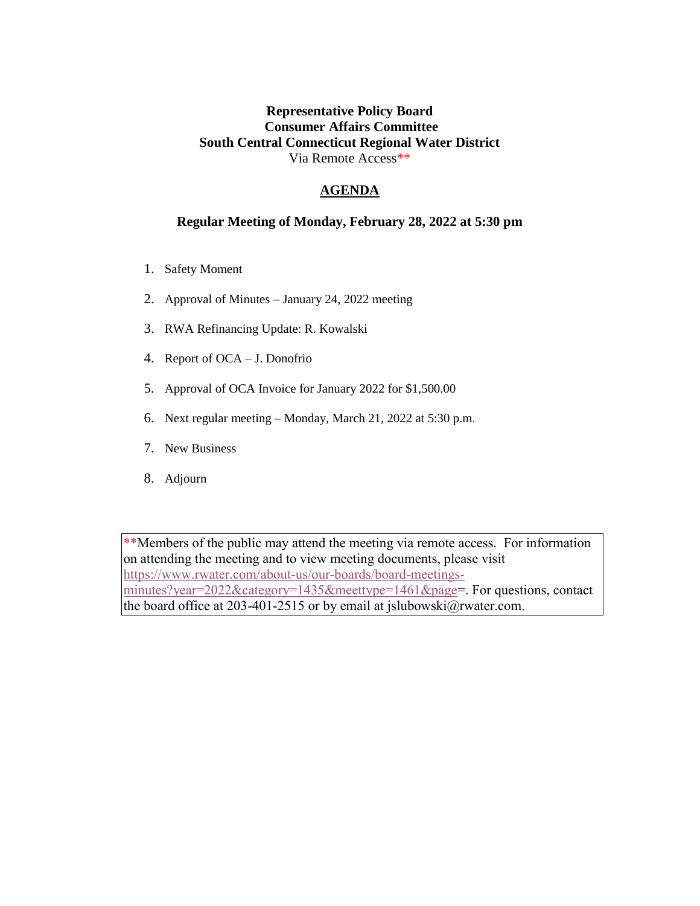**Representative Policy Board**
**Consumer Affairs Committee**
**South Central Connecticut Regional Water District**
Via Remote Access**

## AGENDA

**Regular Meeting of Monday, February 28, 2022 at 5:30 pm**

1. Safety Moment
2. Approval of Minutes – January 24, 2022 meeting
3. RWA Refinancing Update: R. Kowalski
4. Report of OCA – J. Donofrio
5. Approval of OCA Invoice for January 2022 for $1,500.00
6. Next regular meeting – Monday, March 21, 2022 at 5:30 p.m.
7. New Business
8. Adjourn

**Members of the public may attend the meeting via remote access. For information on attending the meeting and to view meeting documents, please visit https://www.rwater.com/about-us/our-boards/board-meetings-minutes?year=2022&category=1435&meettype=1461&page=. For questions, contact the board office at 203-401-2515 or by email at jslubowski@rwater.com.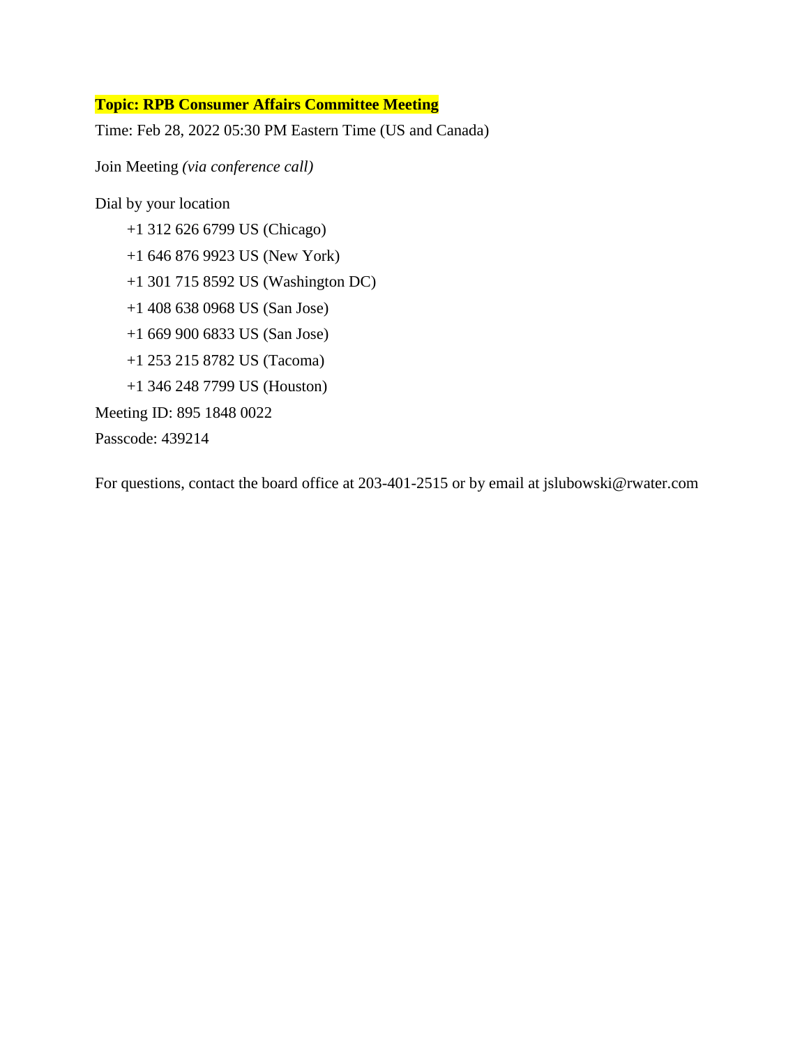**Topic: RPB Consumer Affairs Committee Meeting**

Time: Feb 28, 2022 05:30 PM Eastern Time (US and Canada)

Join Meeting *(via conference call)*

Dial by your location

- +1 312 626 6799 US (Chicago)
- +1 646 876 9923 US (New York)
- +1 301 715 8592 US (Washington DC)
- +1 408 638 0968 US (San Jose)
- +1 669 900 6833 US (San Jose)
- +1 253 215 8782 US (Tacoma)
- +1 346 248 7799 US (Houston)

Meeting ID: 895 1848 0022

Passcode: 439214

For questions, contact the board office at 203-401-2515 or by email at jslubowski@rwater.com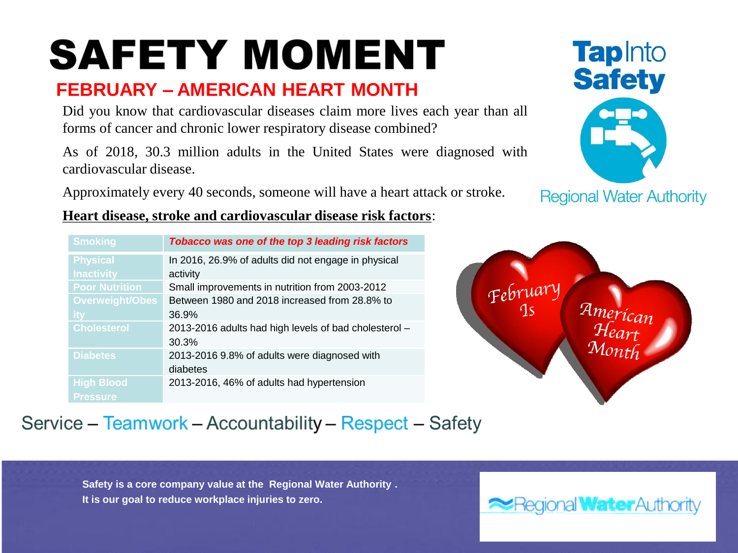# SAFETY MOMENT

## FEBRUARY – AMERICAN HEART MONTH

Did you know that cardiovascular diseases claim more lives each year than all forms of cancer and chronic lower respiratory disease combined?

As of 2018, 30.3 million adults in the United States were diagnosed with cardiovascular disease.

Approximately every 40 seconds, someone will have a heart attack or stroke.

**Heart disease, stroke and cardiovascular disease risk factors**:

| Risk Factor | Details |
| --- | --- |
| Smoking | ***Tobacco was one of the top 3 leading risk factors*** |
| Physical Inactivity | In 2016, 26.9% of adults did not engage in physical activity |
| Poor Nutrition | Small improvements in nutrition from 2003-2012 |
| Overweight/Obesity | Between 1980 and 2018 increased from 28.8% to 36.9% |
| Cholesterol | 2013-2016 adults had high levels of bad cholesterol – 30.3% |
| Diabetes | 2013-2016 9.8% of adults were diagnosed with diabetes |
| High Blood Pressure | 2013-2016, 46% of adults had hypertension |

Tap Into Safety

Regional Water Authority

February Is American Heart Month

Service – Teamwork – Accountability – Respect – Safety

**Safety is a core company value at the Regional Water Authority .**
**It is our goal to reduce workplace injuries to zero.**

Regional Water Authority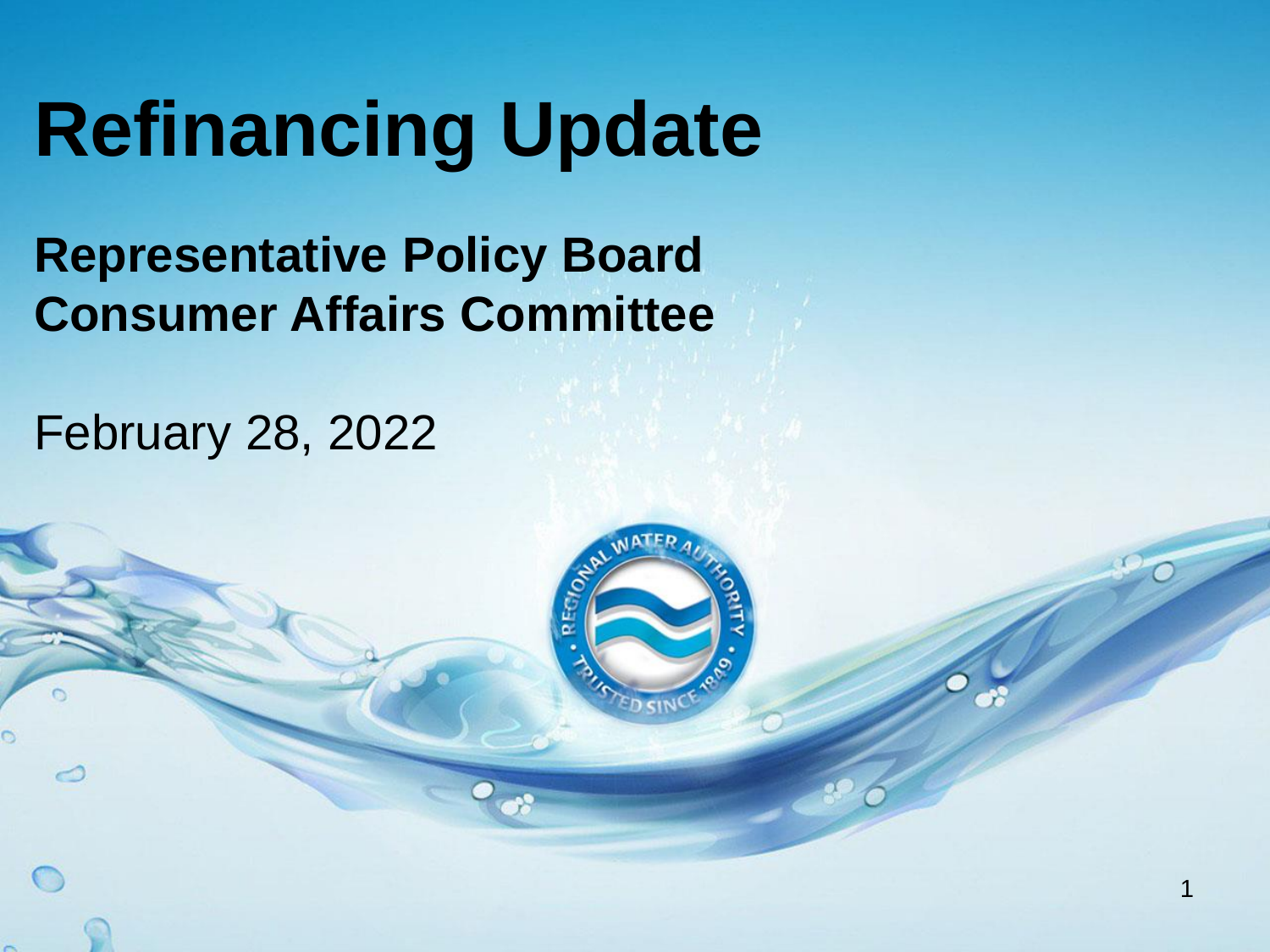# Refinancing Update

**Representative Policy Board**
**Consumer Affairs Committee**

February 28, 2022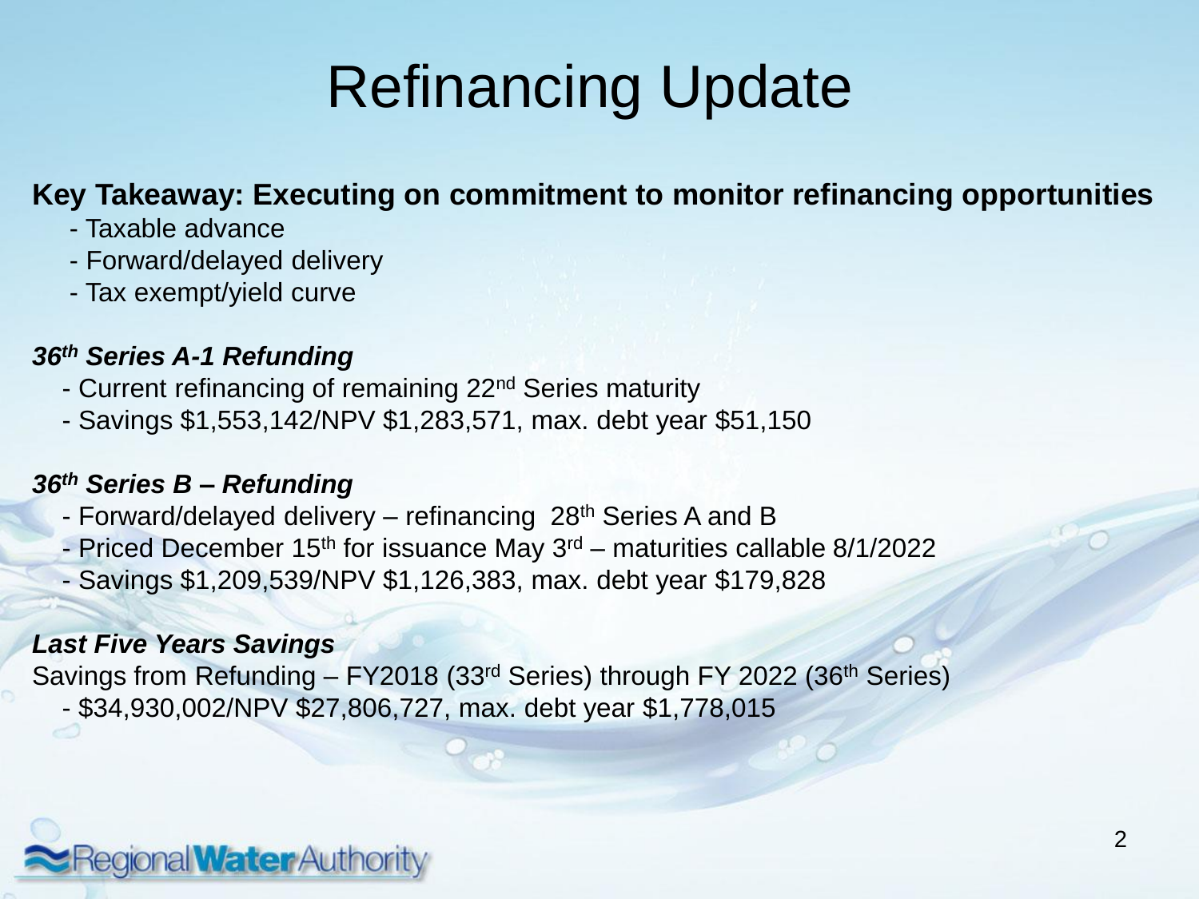# Refinancing Update

**Key Takeaway: Executing on commitment to monitor refinancing opportunities**

- Taxable advance
- Forward/delayed delivery
- Tax exempt/yield curve

***36th Series A-1 Refunding***

- Current refinancing of remaining 22nd Series maturity
- Savings $1,553,142/NPV $1,283,571, max. debt year $51,150

***36th Series B – Refunding***

- Forward/delayed delivery – refinancing 28th Series A and B
- Priced December 15th for issuance May 3rd – maturities callable 8/1/2022
- Savings $1,209,539/NPV $1,126,383, max. debt year $179,828

***Last Five Years Savings***

Savings from Refunding – FY2018 (33rd Series) through FY 2022 (36th Series)

- $34,930,002/NPV $27,806,727, max. debt year $1,778,015

Regional Water Authority